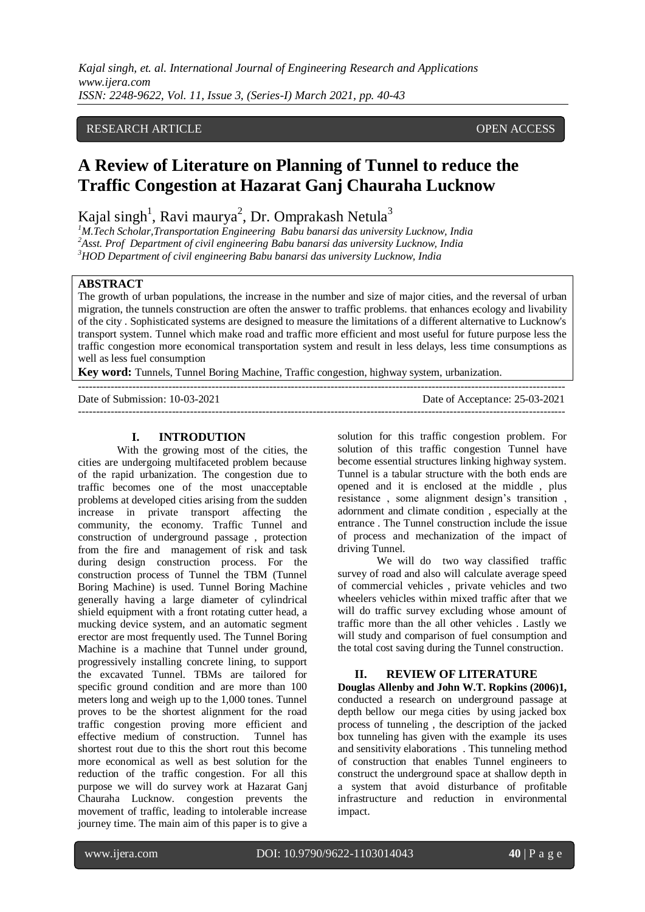RESEARCH ARTICLE OPEN ACCESS

# A Review of Literature on Planning of Tunnel to reduce the Traffic Congestion at Hazarat Ganj Chauraha Lucknow

Kajal singh[1], Ravi maurya[2], Dr. Omprakash Netula[3]

[1]M.Tech Scholar,Transportation Engineering Babu banarsi das university Lucknow, India
[2]Asst. Prof Department of civil engineering Babu banarsi das university Lucknow, India
[3]HOD Department of civil engineering Babu banarsi das university Lucknow, India

## ABSTRACT

The growth of urban populations, the increase in the number and size of major cities, and the reversal of urban migration, the tunnels construction are often the answer to traffic problems. that enhances ecology and livability of the city . Sophisticated systems are designed to measure the limitations of a different alternative to Lucknow's transport system. Tunnel which make road and traffic more efficient and most useful for future purpose less the traffic congestion more economical transportation system and result in less delays, less time consumptions as well as less fuel consumption

**Key word:** Tunnels, Tunnel Boring Machine, Traffic congestion, highway system, urbanization.

---

Date of Submission: 10-03-2021 Date of Acceptance: 25-03-2021

---

## I. INTRODUTION

With the growing most of the cities, the cities are undergoing multifaceted problem because of the rapid urbanization. The congestion due to traffic becomes one of the most unacceptable problems at developed cities arising from the sudden increase in private transport affecting the community, the economy. Traffic Tunnel and construction of underground passage , protection from the fire and management of risk and task during design construction process. For the construction process of Tunnel the TBM (Tunnel Boring Machine) is used. Tunnel Boring Machine generally having a large diameter of cylindrical shield equipment with a front rotating cutter head, a mucking device system, and an automatic segment erector are most frequently used. The Tunnel Boring Machine is a machine that Tunnel under ground, progressively installing concrete lining, to support the excavated Tunnel. TBMs are tailored for specific ground condition and are more than 100 meters long and weigh up to the 1,000 tones. Tunnel proves to be the shortest alignment for the road traffic congestion proving more efficient and effective medium of construction. Tunnel has shortest rout due to this the short rout this become more economical as well as best solution for the reduction of the traffic congestion. For all this purpose we will do survey work at Hazarat Ganj Chauraha Lucknow. congestion prevents the movement of traffic, leading to intolerable increase journey time. The main aim of this paper is to give a solution for this traffic congestion problem. For solution of this traffic congestion Tunnel have become essential structures linking highway system. Tunnel is a tabular structure with the both ends are opened and it is enclosed at the middle , plus resistance , some alignment design's transition , adornment and climate condition , especially at the entrance . The Tunnel construction include the issue of process and mechanization of the impact of driving Tunnel.

We will do two way classified traffic survey of road and also will calculate average speed of commercial vehicles , private vehicles and two wheelers vehicles within mixed traffic after that we will do traffic survey excluding whose amount of traffic more than the all other vehicles . Lastly we will study and comparison of fuel consumption and the total cost saving during the Tunnel construction.

## II. REVIEW OF LITERATURE

**Douglas Allenby and John W.T. Ropkins (2006)1,** conducted a research on underground passage at depth bellow our mega cities by using jacked box process of tunneling , the description of the jacked box tunneling has given with the example its uses and sensitivity elaborations . This tunneling method of construction that enables Tunnel engineers to construct the underground space at shallow depth in a system that avoid disturbance of profitable infrastructure and reduction in environmental impact.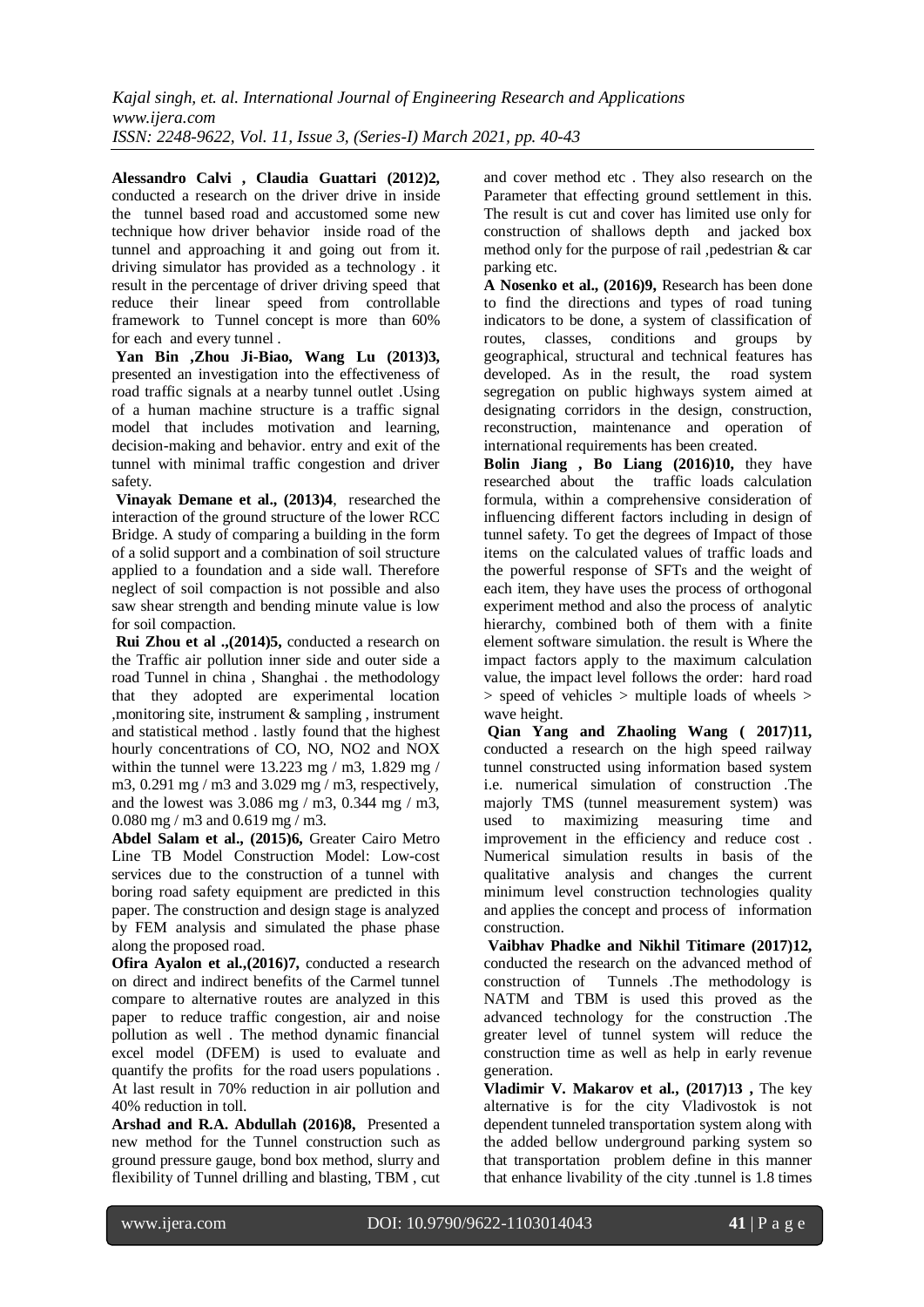**Alessandro Calvi , Claudia Guattari (2012)2,** conducted a research on the driver drive in inside the tunnel based road and accustomed some new technique how driver behavior inside road of the tunnel and approaching it and going out from it. driving simulator has provided as a technology . it result in the percentage of driver driving speed that reduce their linear speed from controllable framework to Tunnel concept is more than 60% for each and every tunnel .

**Yan Bin ,Zhou Ji-Biao, Wang Lu (2013)3,** presented an investigation into the effectiveness of road traffic signals at a nearby tunnel outlet .Using of a human machine structure is a traffic signal model that includes motivation and learning, decision-making and behavior. entry and exit of the tunnel with minimal traffic congestion and driver safety.

**Vinayak Demane et al., (2013)4**, researched the interaction of the ground structure of the lower RCC Bridge. A study of comparing a building in the form of a solid support and a combination of soil structure applied to a foundation and a side wall. Therefore neglect of soil compaction is not possible and also saw shear strength and bending minute value is low for soil compaction.

**Rui Zhou et al .,(2014)5,** conducted a research on the Traffic air pollution inner side and outer side a road Tunnel in china , Shanghai . the methodology that they adopted are experimental location ,monitoring site, instrument & sampling , instrument and statistical method . lastly found that the highest hourly concentrations of CO, NO, NO2 and NOX within the tunnel were 13.223 mg / m3, 1.829 mg / m3, 0.291 mg / m3 and 3.029 mg / m3, respectively, and the lowest was 3.086 mg / m3, 0.344 mg / m3, 0.080 mg / m3 and 0.619 mg / m3.

**Abdel Salam et al., (2015)6,** Greater Cairo Metro Line TB Model Construction Model: Low-cost services due to the construction of a tunnel with boring road safety equipment are predicted in this paper. The construction and design stage is analyzed by FEM analysis and simulated the phase phase along the proposed road.

**Ofira Ayalon et al.,(2016)7,** conducted a research on direct and indirect benefits of the Carmel tunnel compare to alternative routes are analyzed in this paper to reduce traffic congestion, air and noise pollution as well . The method dynamic financial excel model (DFEM) is used to evaluate and quantify the profits for the road users populations . At last result in 70% reduction in air pollution and 40% reduction in toll.

**Arshad and R.A. Abdullah (2016)8,** Presented a new method for the Tunnel construction such as ground pressure gauge, bond box method, slurry and flexibility of Tunnel drilling and blasting, TBM , cut and cover method etc . They also research on the Parameter that effecting ground settlement in this. The result is cut and cover has limited use only for construction of shallows depth and jacked box method only for the purpose of rail ,pedestrian & car parking etc.

**A Nosenko et al., (2016)9,** Research has been done to find the directions and types of road tuning indicators to be done, a system of classification of routes, classes, conditions and groups by geographical, structural and technical features has developed. As in the result, the road system segregation on public highways system aimed at designating corridors in the design, construction, reconstruction, maintenance and operation of international requirements has been created.

**Bolin Jiang , Bo Liang (2016)10,** they have researched about the traffic loads calculation formula, within a comprehensive consideration of influencing different factors including in design of tunnel safety. To get the degrees of Impact of those items on the calculated values of traffic loads and the powerful response of SFTs and the weight of each item, they have uses the process of orthogonal experiment method and also the process of analytic hierarchy, combined both of them with a finite element software simulation. the result is Where the impact factors apply to the maximum calculation value, the impact level follows the order: hard road > speed of vehicles > multiple loads of wheels > wave height.

**Qian Yang and Zhaoling Wang ( 2017)11,** conducted a research on the high speed railway tunnel constructed using information based system i.e. numerical simulation of construction .The majorly TMS (tunnel measurement system) was used to maximizing measuring time and improvement in the efficiency and reduce cost . Numerical simulation results in basis of the qualitative analysis and changes the current minimum level construction technologies quality and applies the concept and process of information construction.

**Vaibhav Phadke and Nikhil Titimare (2017)12,** conducted the research on the advanced method of construction of Tunnels .The methodology is NATM and TBM is used this proved as the advanced technology for the construction .The greater level of tunnel system will reduce the construction time as well as help in early revenue generation.

**Vladimir V. Makarov et al., (2017)13 ,** The key alternative is for the city Vladivostok is not dependent tunneled transportation system along with the added bellow underground parking system so that transportation problem define in this manner that enhance livability of the city .tunnel is 1.8 times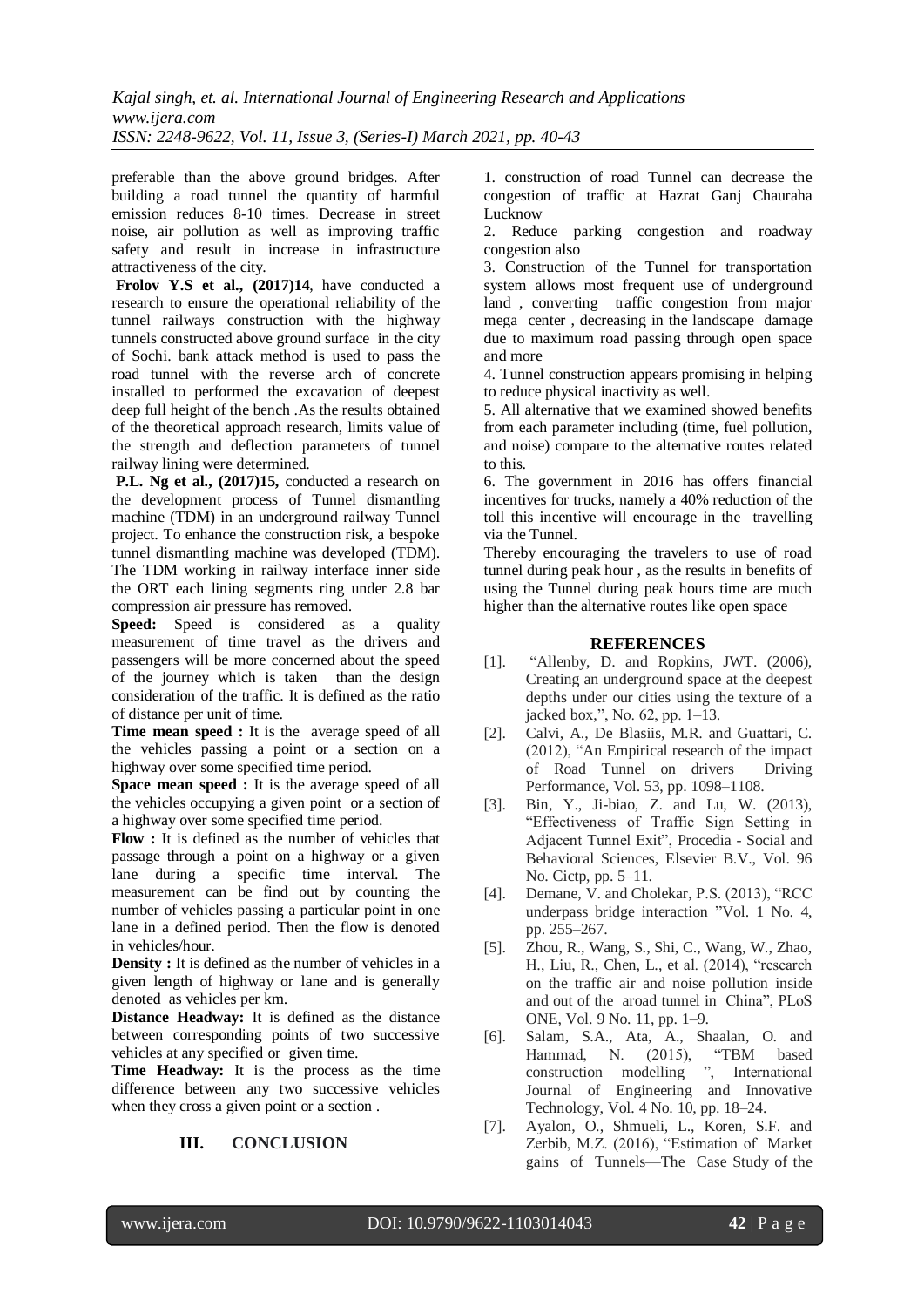preferable than the above ground bridges. After building a road tunnel the quantity of harmful emission reduces 8-10 times. Decrease in street noise, air pollution as well as improving traffic safety and result in increase in infrastructure attractiveness of the city.

**Frolov Y.S et al., (2017)14**, have conducted a research to ensure the operational reliability of the tunnel railways construction with the highway tunnels constructed above ground surface in the city of Sochi. bank attack method is used to pass the road tunnel with the reverse arch of concrete installed to performed the excavation of deepest deep full height of the bench .As the results obtained of the theoretical approach research, limits value of the strength and deflection parameters of tunnel railway lining were determined.

**P.L. Ng et al., (2017)15,** conducted a research on the development process of Tunnel dismantling machine (TDM) in an underground railway Tunnel project. To enhance the construction risk, a bespoke tunnel dismantling machine was developed (TDM). The TDM working in railway interface inner side the ORT each lining segments ring under 2.8 bar compression air pressure has removed.

**Speed:** Speed is considered as a quality measurement of time travel as the drivers and passengers will be more concerned about the speed of the journey which is taken than the design consideration of the traffic. It is defined as the ratio of distance per unit of time.

**Time mean speed :** It is the average speed of all the vehicles passing a point or a section on a highway over some specified time period.

**Space mean speed :** It is the average speed of all the vehicles occupying a given point or a section of a highway over some specified time period.

**Flow :** It is defined as the number of vehicles that passage through a point on a highway or a given lane during a specific time interval. The measurement can be find out by counting the number of vehicles passing a particular point in one lane in a defined period. Then the flow is denoted in vehicles/hour.

**Density :** It is defined as the number of vehicles in a given length of highway or lane and is generally denoted as vehicles per km.

**Distance Headway:** It is defined as the distance between corresponding points of two successive vehicles at any specified or given time.

**Time Headway:** It is the process as the time difference between any two successive vehicles when they cross a given point or a section .

## III. CONCLUSION

1. construction of road Tunnel can decrease the congestion of traffic at Hazrat Ganj Chauraha Lucknow
2. Reduce parking congestion and roadway congestion also
3. Construction of the Tunnel for transportation system allows most frequent use of underground land , converting traffic congestion from major mega center , decreasing in the landscape damage due to maximum road passing through open space and more
4. Tunnel construction appears promising in helping to reduce physical inactivity as well.
5. All alternative that we examined showed benefits from each parameter including (time, fuel pollution, and noise) compare to the alternative routes related to this.
6. The government in 2016 has offers financial incentives for trucks, namely a 40% reduction of the toll this incentive will encourage in the travelling via the Tunnel.

Thereby encouraging the travelers to use of road tunnel during peak hour , as the results in benefits of using the Tunnel during peak hours time are much higher than the alternative routes like open space

## REFERENCES

[1]. "Allenby, D. and Ropkins, JWT. (2006), Creating an underground space at the deepest depths under our cities using the texture of a jacked box,", No. 62, pp. 1–13.

[2]. Calvi, A., De Blasiis, M.R. and Guattari, C. (2012), "An Empirical research of the impact of Road Tunnel on drivers Driving Performance, Vol. 53, pp. 1098–1108.

[3]. Bin, Y., Ji-biao, Z. and Lu, W. (2013), "Effectiveness of Traffic Sign Setting in Adjacent Tunnel Exit", Procedia - Social and Behavioral Sciences, Elsevier B.V., Vol. 96 No. Cictp, pp. 5–11.

[4]. Demane, V. and Cholekar, P.S. (2013), "RCC underpass bridge interaction "Vol. 1 No. 4, pp. 255–267.

[5]. Zhou, R., Wang, S., Shi, C., Wang, W., Zhao, H., Liu, R., Chen, L., et al. (2014), "research on the traffic air and noise pollution inside and out of the aroad tunnel in China", PLoS ONE, Vol. 9 No. 11, pp. 1–9.

[6]. Salam, S.A., Ata, A., Shaalan, O. and Hammad, N. (2015), "TBM based construction modelling ", International Journal of Engineering and Innovative Technology, Vol. 4 No. 10, pp. 18–24.

[7]. Ayalon, O., Shmueli, L., Koren, S.F. and Zerbib, M.Z. (2016), "Estimation of Market gains of Tunnels—The Case Study of the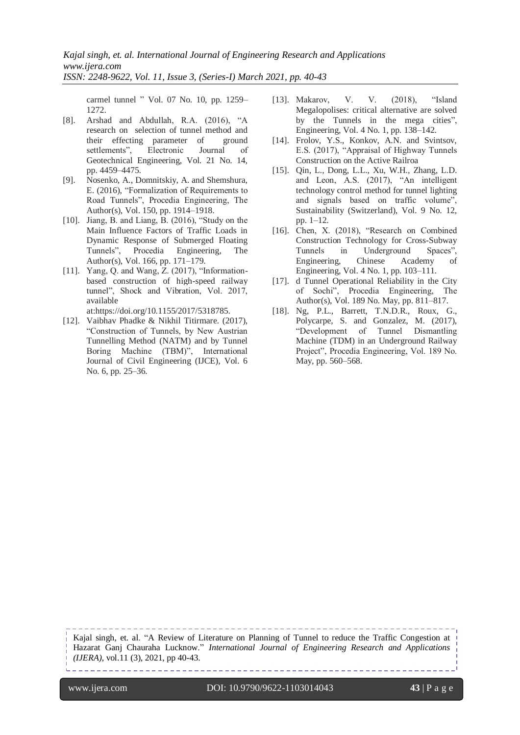carmel tunnel " Vol. 07 No. 10, pp. 1259–1272.

[8]. Arshad and Abdullah, R.A. (2016), "A research on selection of tunnel method and their effecting parameter of ground settlements", Electronic Journal of Geotechnical Engineering, Vol. 21 No. 14, pp. 4459–4475.

[9]. Nosenko, A., Domnitskiy, A. and Shemshura, E. (2016), "Formalization of Requirements to Road Tunnels", Procedia Engineering, The Author(s), Vol. 150, pp. 1914–1918.

[10]. Jiang, B. and Liang, B. (2016), "Study on the Main Influence Factors of Traffic Loads in Dynamic Response of Submerged Floating Tunnels", Procedia Engineering, The Author(s), Vol. 166, pp. 171–179.

[11]. Yang, Q. and Wang, Z. (2017), "Information-based construction of high-speed railway tunnel", Shock and Vibration, Vol. 2017, available at:https://doi.org/10.1155/2017/5318785.

[12]. Vaibhav Phadke & Nikhil Titirmare. (2017), "Construction of Tunnels, by New Austrian Tunnelling Method (NATM) and by Tunnel Boring Machine (TBM)", International Journal of Civil Engineering (IJCE), Vol. 6 No. 6, pp. 25–36.

[13]. Makarov, V. V. (2018), "Island Megalopolises: critical alternative are solved by the Tunnels in the mega cities", Engineering, Vol. 4 No. 1, pp. 138–142.

[14]. Frolov, Y.S., Konkov, A.N. and Svintsov, E.S. (2017), "Appraisal of Highway Tunnels Construction on the Active Railroa

[15]. Qin, L., Dong, L.L., Xu, W.H., Zhang, L.D. and Leon, A.S. (2017), "An intelligent technology control method for tunnel lighting and signals based on traffic volume", Sustainability (Switzerland), Vol. 9 No. 12, pp. 1–12.

[16]. Chen, X. (2018), "Research on Combined Construction Technology for Cross-Subway Tunnels in Underground Spaces", Engineering, Chinese Academy of Engineering, Vol. 4 No. 1, pp. 103–111.

[17]. d Tunnel Operational Reliability in the City of Sochi", Procedia Engineering, The Author(s), Vol. 189 No. May, pp. 811–817.

[18]. Ng, P.L., Barrett, T.N.D.R., Roux, G., Polycarpe, S. and Gonzalez, M. (2017), "Development of Tunnel Dismantling Machine (TDM) in an Underground Railway Project", Procedia Engineering, Vol. 189 No. May, pp. 560–568.

Kajal singh, et. al. "A Review of Literature on Planning of Tunnel to reduce the Traffic Congestion at Hazarat Ganj Chauraha Lucknow." *International Journal of Engineering Research and Applications (IJERA)*, vol.11 (3), 2021, pp 40-43.